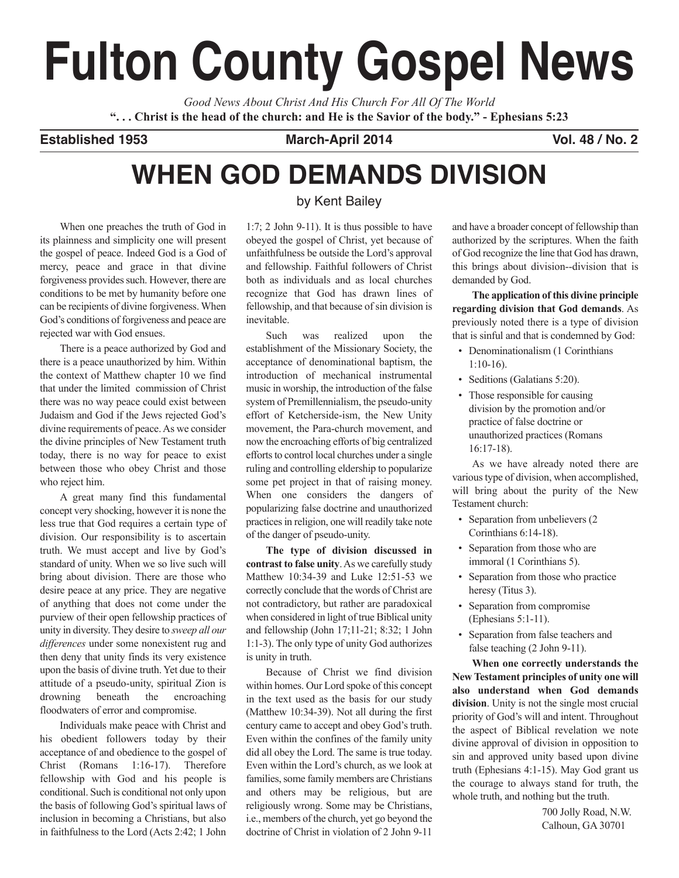# Fulton County Gospel News

*Good News About Christ And His Church For All Of The World*

**". . . Christ is the head of the church: and He is the Savior of the body." - Ephesians 5:23**

**Established 1953** **March-April 2014** **Vol. 48 / No. 2**

## WHEN GOD DEMANDS DIVISION

by Kent Bailey

When one preaches the truth of God in its plainness and simplicity one will present the gospel of peace. Indeed God is a God of mercy, peace and grace in that divine forgiveness provides such. However, there are conditions to be met by humanity before one can be recipients of divine forgiveness. When God's conditions of forgiveness and peace are rejected war with God ensues.

There is a peace authorized by God and there is a peace unauthorized by him. Within the context of Matthew chapter 10 we find that under the limited commission of Christ there was no way peace could exist between Judaism and God if the Jews rejected God's divine requirements of peace. As we consider the divine principles of New Testament truth today, there is no way for peace to exist between those who obey Christ and those who reject him.

A great many find this fundamental concept very shocking, however it is none the less true that God requires a certain type of division. Our responsibility is to ascertain truth. We must accept and live by God's standard of unity. When we so live such will bring about division. There are those who desire peace at any price. They are negative of anything that does not come under the purview of their open fellowship practices of unity in diversity. They desire to *sweep all our differences* under some nonexistent rug and then deny that unity finds its very existence upon the basis of divine truth. Yet due to their attitude of a pseudo-unity, spiritual Zion is drowning beneath the encroaching floodwaters of error and compromise.

Individuals make peace with Christ and his obedient followers today by their acceptance of and obedience to the gospel of Christ (Romans 1:16-17). Therefore fellowship with God and his people is conditional. Such is conditional not only upon the basis of following God's spiritual laws of inclusion in becoming a Christians, but also in faithfulness to the Lord (Acts 2:42; 1 John 1:7; 2 John 9-11). It is thus possible to have obeyed the gospel of Christ, yet because of unfaithfulness be outside the Lord's approval and fellowship. Faithful followers of Christ both as individuals and as local churches recognize that God has drawn lines of fellowship, and that because of sin division is inevitable.

Such was realized upon the establishment of the Missionary Society, the acceptance of denominational baptism, the introduction of mechanical instrumental music in worship, the introduction of the false system of Premillennialism, the pseudo-unity effort of Ketcherside-ism, the New Unity movement, the Para-church movement, and now the encroaching efforts of big centralized efforts to control local churches under a single ruling and controlling eldership to popularize some pet project in that of raising money. When one considers the dangers of popularizing false doctrine and unauthorized practices in religion, one will readily take note of the danger of pseudo-unity.

**The type of division discussed in contrast to false unity**. As we carefully study Matthew 10:34-39 and Luke 12:51-53 we correctly conclude that the words of Christ are not contradictory, but rather are paradoxical when considered in light of true Biblical unity and fellowship (John 17;11-21; 8:32; 1 John 1:1-3). The only type of unity God authorizes is unity in truth.

Because of Christ we find division within homes. Our Lord spoke of this concept in the text used as the basis for our study (Matthew 10:34-39). Not all during the first century came to accept and obey God's truth. Even within the confines of the family unity did all obey the Lord. The same is true today. Even within the Lord's church, as we look at families, some family members are Christians and others may be religious, but are religiously wrong. Some may be Christians, i.e., members of the church, yet go beyond the doctrine of Christ in violation of 2 John 9-11 and have a broader concept of fellowship than authorized by the scriptures. When the faith of God recognize the line that God has drawn, this brings about division--division that is demanded by God.

**The application of this divine principle regarding division that God demands**. As previously noted there is a type of division that is sinful and that is condemned by God:

- Denominationalism (1 Corinthians 1:10-16).
- Seditions (Galatians 5:20).
- Those responsible for causing division by the promotion and/or practice of false doctrine or unauthorized practices (Romans 16:17-18).

As we have already noted there are various type of division, when accomplished, will bring about the purity of the New Testament church:

- Separation from unbelievers (2 Corinthians 6:14-18).
- Separation from those who are immoral (1 Corinthians 5).
- Separation from those who practice heresy (Titus 3).
- Separation from compromise (Ephesians 5:1-11).
- Separation from false teachers and false teaching (2 John 9-11).

**When one correctly understands the New Testament principles of unity one will also understand when God demands division**. Unity is not the single most crucial priority of God's will and intent. Throughout the aspect of Biblical revelation we note divine approval of division in opposition to sin and approved unity based upon divine truth (Ephesians 4:1-15). May God grant us the courage to always stand for truth, the whole truth, and nothing but the truth.

700 Jolly Road, N.W.
Calhoun, GA 30701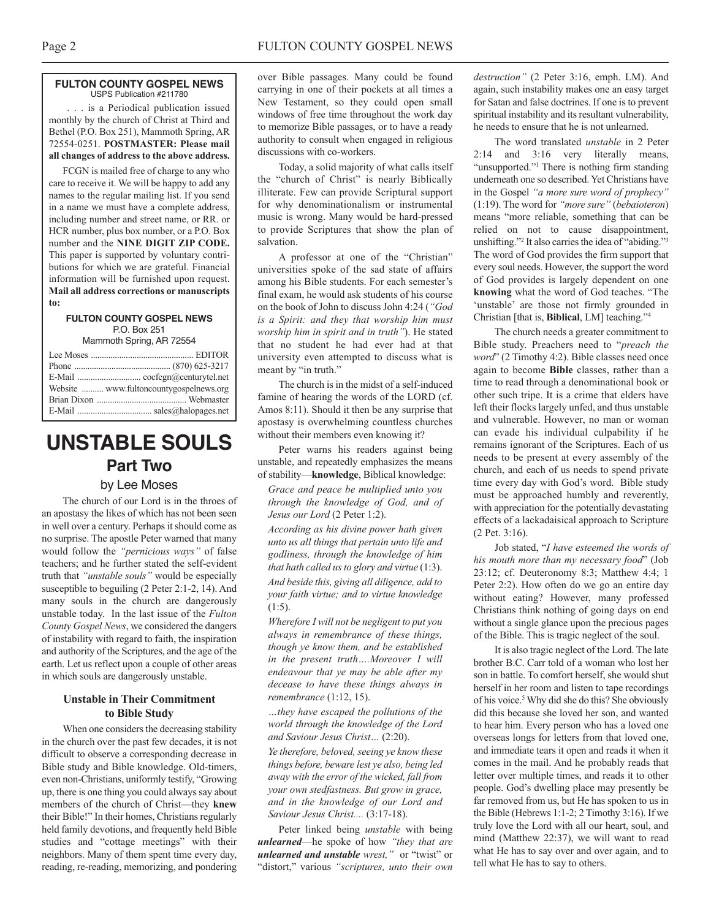**FULTON COUNTY GOSPEL NEWS**
USPS Publication #211780

. . . is a Periodical publication issued monthly by the church of Christ at Third and Bethel (P.O. Box 251), Mammoth Spring, AR 72554-0251. **POSTMASTER: Please mail all changes of address to the above address.**

FCGN is mailed free of charge to any who care to receive it. We will be happy to add any names to the regular mailing list. If you send in a name we must have a complete address, including number and street name, or RR. or HCR number, plus box number, or a P.O. Box number and the **NINE DIGIT ZIP CODE.** This paper is supported by voluntary contributions for which we are grateful. Financial information will be furnished upon request. **Mail all address corrections or manuscripts to:**

**FULTON COUNTY GOSPEL NEWS**
P.O. Box 251
Mammoth Spring, AR 72554

Lee Moses .............................................. EDITOR
Phone ........................................... (870) 625-3217
E-Mail ............................ cocfcgn@centurytel.net
Website .......... www.fultoncountygospelnews.org
Brian Dixon ........................................ Webmaster
E-Mail ................................ sales@halopages.net

# UNSTABLE SOULS
## Part Two
by Lee Moses

The church of our Lord is in the throes of an apostasy the likes of which has not been seen in well over a century. Perhaps it should come as no surprise. The apostle Peter warned that many would follow the *"pernicious ways"* of false teachers; and he further stated the self-evident truth that *"unstable souls"* would be especially susceptible to beguiling (2 Peter 2:1-2, 14). And many souls in the church are dangerously unstable today. In the last issue of the *Fulton County Gospel News*, we considered the dangers of instability with regard to faith, the inspiration and authority of the Scriptures, and the age of the earth. Let us reflect upon a couple of other areas in which souls are dangerously unstable.

### Unstable in Their Commitment to Bible Study

When one considers the decreasing stability in the church over the past few decades, it is not difficult to observe a corresponding decrease in Bible study and Bible knowledge. Old-timers, even non-Christians, uniformly testify, "Growing up, there is one thing you could always say about members of the church of Christ—they **knew** their Bible!" In their homes, Christians regularly held family devotions, and frequently held Bible studies and "cottage meetings" with their neighbors. Many of them spent time every day, reading, re-reading, memorizing, and pondering over Bible passages. Many could be found carrying in one of their pockets at all times a New Testament, so they could open small windows of free time throughout the work day to memorize Bible passages, or to have a ready authority to consult when engaged in religious discussions with co-workers.

Today, a solid majority of what calls itself the "church of Christ" is nearly Biblically illiterate. Few can provide Scriptural support for why denominationalism or instrumental music is wrong. Many would be hard-pressed to provide Scriptures that show the plan of salvation.

A professor at one of the "Christian" universities spoke of the sad state of affairs among his Bible students. For each semester's final exam, he would ask students of his course on the book of John to discuss John 4:24 (*"God is a Spirit: and they that worship him must worship him in spirit and in truth"*). He stated that no student he had ever had at that university even attempted to discuss what is meant by "in truth."

The church is in the midst of a self-induced famine of hearing the words of the LORD (cf. Amos 8:11). Should it then be any surprise that apostasy is overwhelming countless churches without their members even knowing it?

Peter warns his readers against being unstable, and repeatedly emphasizes the means of stability—**knowledge**, Biblical knowledge:

*Grace and peace be multiplied unto you through the knowledge of God, and of Jesus our Lord* (2 Peter 1:2).

*According as his divine power hath given unto us all things that pertain unto life and godliness, through the knowledge of him that hath called us to glory and virtue* (1:3).

*And beside this, giving all diligence, add to your faith virtue; and to virtue knowledge* (1:5).

*Wherefore I will not be negligent to put you always in remembrance of these things, though ye know them, and be established in the present truth….Moreover I will endeavour that ye may be able after my decease to have these things always in remembrance* (1:12, 15).

*…they have escaped the pollutions of the world through the knowledge of the Lord and Saviour Jesus Christ…* (2:20).

*Ye therefore, beloved, seeing ye know these things before, beware lest ye also, being led away with the error of the wicked, fall from your own stedfastness. But grow in grace, and in the knowledge of our Lord and Saviour Jesus Christ....* (3:17-18).

Peter linked being *unstable* with being ***unlearned***—he spoke of how *"they that are **unlearned and unstable** wrest,"* or "twist" or "distort," various *"scriptures, unto their own destruction"* (2 Peter 3:16, emph. LM). And again, such instability makes one an easy target for Satan and false doctrines. If one is to prevent spiritual instability and its resultant vulnerability, he needs to ensure that he is not unlearned.

The word translated *unstable* in 2 Peter 2:14 and 3:16 very literally means, "unsupported."[1] There is nothing firm standing underneath one so described. Yet Christians have in the Gospel *"a more sure word of prophecy"* (1:19). The word for *"more sure"* (*bebaioteron*) means "more reliable, something that can be relied on not to cause disappointment, unshifting."[2] It also carries the idea of "abiding."[3] The word of God provides the firm support that every soul needs. However, the support the word of God provides is largely dependent on one **knowing** what the word of God teaches. "The 'unstable' are those not firmly grounded in Christian [that is, **Biblical**, LM] teaching."[4]

The church needs a greater commitment to Bible study. Preachers need to "*preach the word*" (2 Timothy 4:2). Bible classes need once again to become **Bible** classes, rather than a time to read through a denominational book or other such tripe. It is a crime that elders have left their flocks largely unfed, and thus unstable and vulnerable. However, no man or woman can evade his individual culpability if he remains ignorant of the Scriptures. Each of us needs to be present at every assembly of the church, and each of us needs to spend private time every day with God's word. Bible study must be approached humbly and reverently, with appreciation for the potentially devastating effects of a lackadaisical approach to Scripture (2 Pet. 3:16).

Job stated, "*I have esteemed the words of his mouth more than my necessary food*" (Job 23:12; cf. Deuteronomy 8:3; Matthew 4:4; 1 Peter 2:2). How often do we go an entire day without eating? However, many professed Christians think nothing of going days on end without a single glance upon the precious pages of the Bible. This is tragic neglect of the soul.

It is also tragic neglect of the Lord. The late brother B.C. Carr told of a woman who lost her son in battle. To comfort herself, she would shut herself in her room and listen to tape recordings of his voice.[5] Why did she do this? She obviously did this because she loved her son, and wanted to hear him. Every person who has a loved one overseas longs for letters from that loved one, and immediate tears it open and reads it when it comes in the mail. And he probably reads that letter over multiple times, and reads it to other people. God's dwelling place may presently be far removed from us, but He has spoken to us in the Bible (Hebrews 1:1-2; 2 Timothy 3:16). If we truly love the Lord with all our heart, soul, and mind (Matthew 22:37), we will want to read what He has to say over and over again, and to tell what He has to say to others.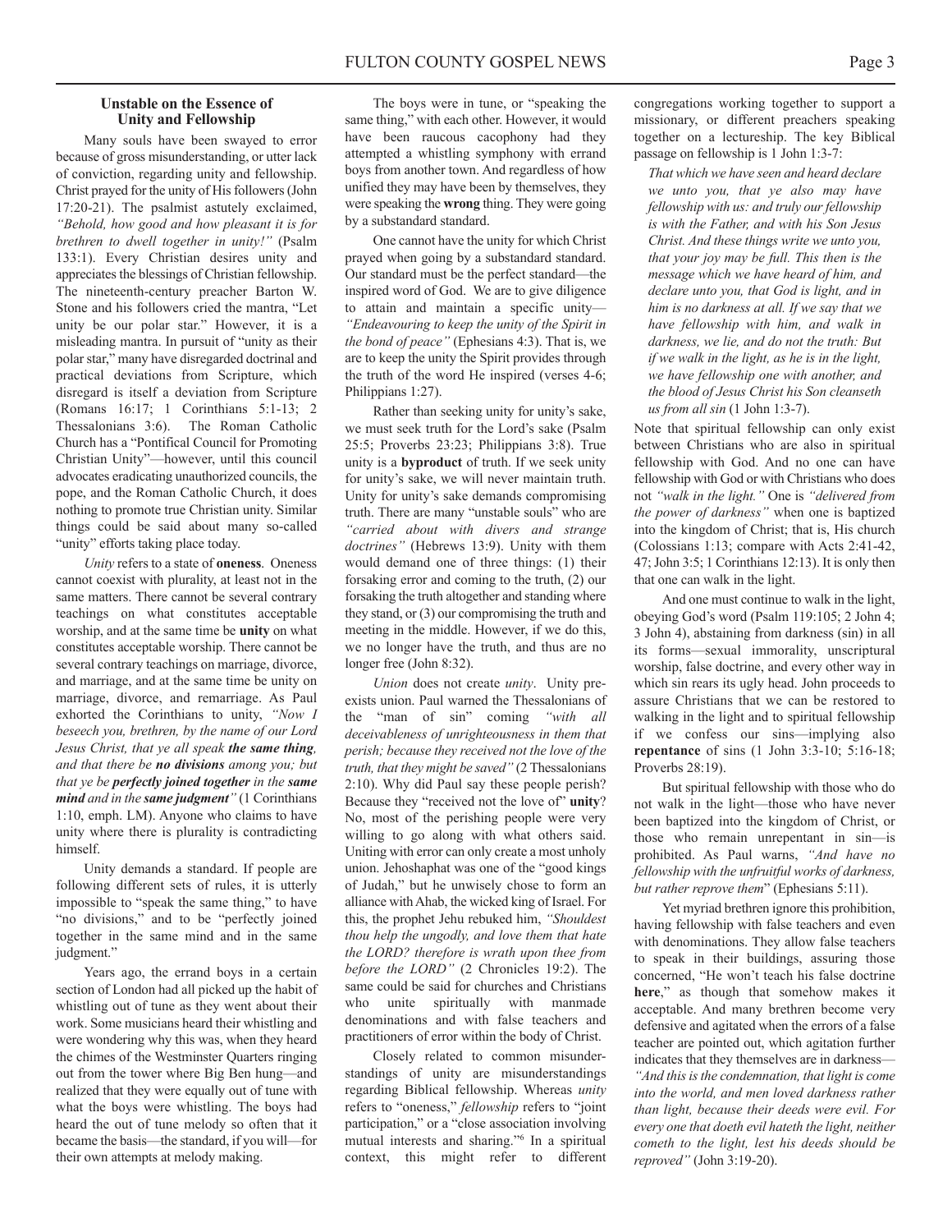### Unstable on the Essence of Unity and Fellowship

Many souls have been swayed to error because of gross misunderstanding, or utter lack of conviction, regarding unity and fellowship. Christ prayed for the unity of His followers (John 17:20-21). The psalmist astutely exclaimed, *"Behold, how good and how pleasant it is for brethren to dwell together in unity!"* (Psalm 133:1). Every Christian desires unity and appreciates the blessings of Christian fellowship. The nineteenth-century preacher Barton W. Stone and his followers cried the mantra, "Let unity be our polar star." However, it is a misleading mantra. In pursuit of "unity as their polar star," many have disregarded doctrinal and practical deviations from Scripture, which disregard is itself a deviation from Scripture (Romans 16:17; 1 Corinthians 5:1-13; 2 Thessalonians 3:6). The Roman Catholic Church has a "Pontifical Council for Promoting Christian Unity"—however, until this council advocates eradicating unauthorized councils, the pope, and the Roman Catholic Church, it does nothing to promote true Christian unity. Similar things could be said about many so-called "unity" efforts taking place today.

*Unity* refers to a state of **oneness**. Oneness cannot coexist with plurality, at least not in the same matters. There cannot be several contrary teachings on what constitutes acceptable worship, and at the same time be **unity** on what constitutes acceptable worship. There cannot be several contrary teachings on marriage, divorce, and marriage, and at the same time be unity on marriage, divorce, and remarriage. As Paul exhorted the Corinthians to unity, *"Now I beseech you, brethren, by the name of our Lord Jesus Christ, that ye all speak **the same thing**, and that there be **no divisions** among you; but that ye be **perfectly joined together** in the **same mind** and in the **same judgment**"* (1 Corinthians 1:10, emph. LM). Anyone who claims to have unity where there is plurality is contradicting himself.

Unity demands a standard. If people are following different sets of rules, it is utterly impossible to "speak the same thing," to have "no divisions," and to be "perfectly joined together in the same mind and in the same judgment."

Years ago, the errand boys in a certain section of London had all picked up the habit of whistling out of tune as they went about their work. Some musicians heard their whistling and were wondering why this was, when they heard the chimes of the Westminster Quarters ringing out from the tower where Big Ben hung—and realized that they were equally out of tune with what the boys were whistling. The boys had heard the out of tune melody so often that it became the basis—the standard, if you will—for their own attempts at melody making.

The boys were in tune, or "speaking the same thing," with each other. However, it would have been raucous cacophony had they attempted a whistling symphony with errand boys from another town. And regardless of how unified they may have been by themselves, they were speaking the **wrong** thing. They were going by a substandard standard.

One cannot have the unity for which Christ prayed when going by a substandard standard. Our standard must be the perfect standard—the inspired word of God. We are to give diligence to attain and maintain a specific unity—*"Endeavouring to keep the unity of the Spirit in the bond of peace"* (Ephesians 4:3). That is, we are to keep the unity the Spirit provides through the truth of the word He inspired (verses 4-6; Philippians 1:27).

Rather than seeking unity for unity's sake, we must seek truth for the Lord's sake (Psalm 25:5; Proverbs 23:23; Philippians 3:8). True unity is a **byproduct** of truth. If we seek unity for unity's sake, we will never maintain truth. Unity for unity's sake demands compromising truth. There are many "unstable souls" who are *"carried about with divers and strange doctrines"* (Hebrews 13:9). Unity with them would demand one of three things: (1) their forsaking error and coming to the truth, (2) our forsaking the truth altogether and standing where they stand, or (3) our compromising the truth and meeting in the middle. However, if we do this, we no longer have the truth, and thus are no longer free (John 8:32).

*Union* does not create *unity*. Unity pre-exists union. Paul warned the Thessalonians of the "man of sin" coming *"with all deceivableness of unrighteousness in them that perish; because they received not the love of the truth, that they might be saved"* (2 Thessalonians 2:10). Why did Paul say these people perish? Because they "received not the love of" **unity**? No, most of the perishing people were very willing to go along with what others said. Uniting with error can only create a most unholy union. Jehoshaphat was one of the "good kings of Judah," but he unwisely chose to form an alliance with Ahab, the wicked king of Israel. For this, the prophet Jehu rebuked him, *"Shouldest thou help the ungodly, and love them that hate the LORD? therefore is wrath upon thee from before the LORD"* (2 Chronicles 19:2). The same could be said for churches and Christians who unite spiritually with manmade denominations and with false teachers and practitioners of error within the body of Christ.

Closely related to common misunderstandings of unity are misunderstandings regarding Biblical fellowship. Whereas *unity* refers to "oneness," *fellowship* refers to "joint participation," or a "close association involving mutual interests and sharing."[6] In a spiritual context, this might refer to different congregations working together to support a missionary, or different preachers speaking together on a lectureship. The key Biblical passage on fellowship is 1 John 1:3-7:

> *That which we have seen and heard declare we unto you, that ye also may have fellowship with us: and truly our fellowship is with the Father, and with his Son Jesus Christ. And these things write we unto you, that your joy may be full. This then is the message which we have heard of him, and declare unto you, that God is light, and in him is no darkness at all. If we say that we have fellowship with him, and walk in darkness, we lie, and do not the truth: But if we walk in the light, as he is in the light, we have fellowship one with another, and the blood of Jesus Christ his Son cleanseth us from all sin* (1 John 1:3-7).

Note that spiritual fellowship can only exist between Christians who are also in spiritual fellowship with God. And no one can have fellowship with God or with Christians who does not *"walk in the light."* One is *"delivered from the power of darkness"* when one is baptized into the kingdom of Christ; that is, His church (Colossians 1:13; compare with Acts 2:41-42, 47; John 3:5; 1 Corinthians 12:13). It is only then that one can walk in the light.

And one must continue to walk in the light, obeying God's word (Psalm 119:105; 2 John 4; 3 John 4), abstaining from darkness (sin) in all its forms—sexual immorality, unscriptural worship, false doctrine, and every other way in which sin rears its ugly head. John proceeds to assure Christians that we can be restored to walking in the light and to spiritual fellowship if we confess our sins—implying also **repentance** of sins (1 John 3:3-10; 5:16-18; Proverbs 28:19).

But spiritual fellowship with those who do not walk in the light—those who have never been baptized into the kingdom of Christ, or those who remain unrepentant in sin—is prohibited. As Paul warns, *"And have no fellowship with the unfruitful works of darkness, but rather reprove them"* (Ephesians 5:11).

Yet myriad brethren ignore this prohibition, having fellowship with false teachers and even with denominations. They allow false teachers to speak in their buildings, assuring those concerned, "He won't teach his false doctrine **here**," as though that somehow makes it acceptable. And many brethren become very defensive and agitated when the errors of a false teacher are pointed out, which agitation further indicates that they themselves are in darkness—*"And this is the condemnation, that light is come into the world, and men loved darkness rather than light, because their deeds were evil. For every one that doeth evil hateth the light, neither cometh to the light, lest his deeds should be reproved"* (John 3:19-20).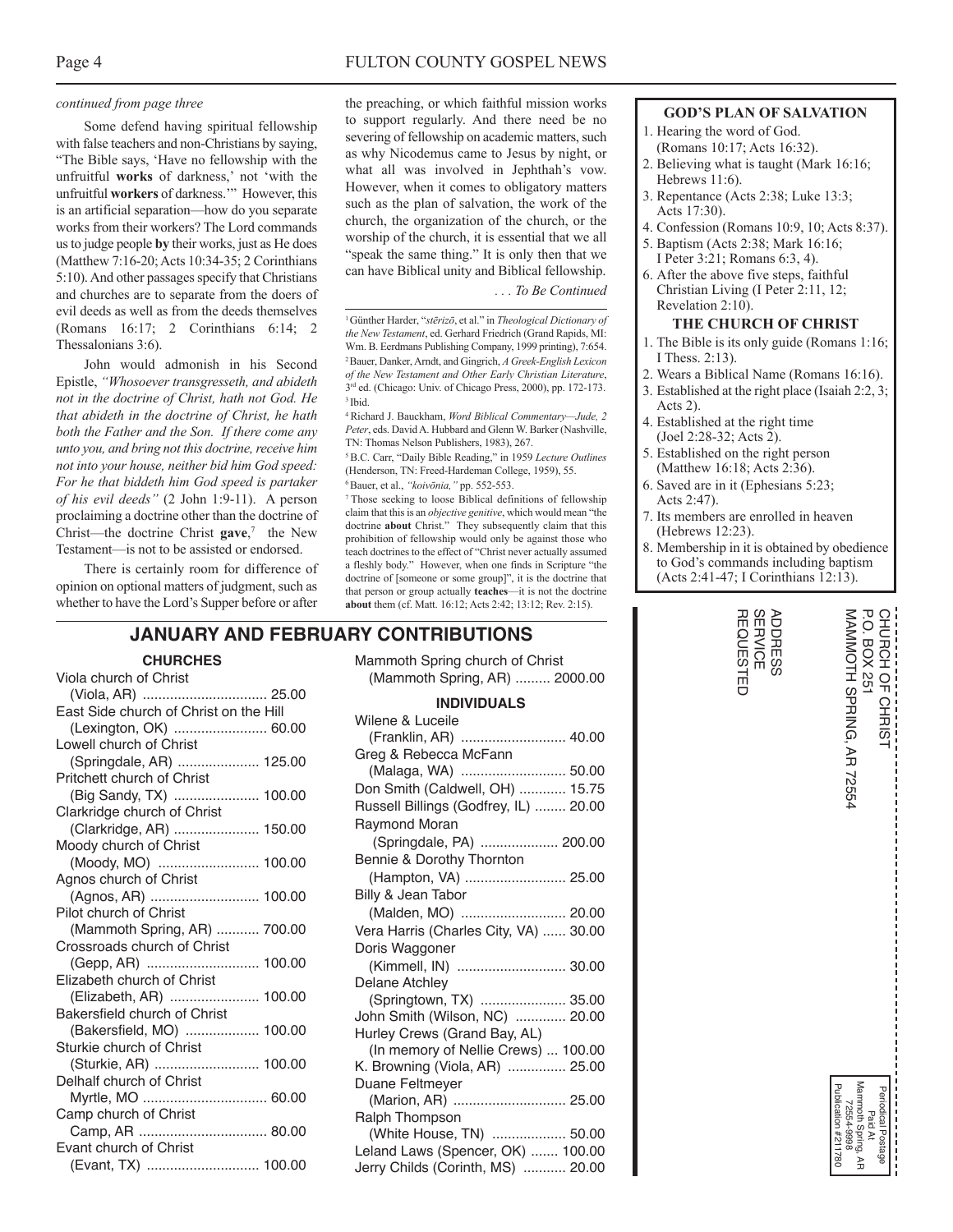*continued from page three*

Some defend having spiritual fellowship with false teachers and non-Christians by saying, "The Bible says, 'Have no fellowship with the unfruitful **works** of darkness,' not 'with the unfruitful **workers** of darkness.'" However, this is an artificial separation—how do you separate works from their workers? The Lord commands us to judge people **by** their works, just as He does (Matthew 7:16-20; Acts 10:34-35; 2 Corinthians 5:10). And other passages specify that Christians and churches are to separate from the doers of evil deeds as well as from the deeds themselves (Romans 16:17; 2 Corinthians 6:14; 2 Thessalonians 3:6).

John would admonish in his Second Epistle, *"Whosoever transgresseth, and abideth not in the doctrine of Christ, hath not God. He that abideth in the doctrine of Christ, he hath both the Father and the Son. If there come any unto you, and bring not this doctrine, receive him not into your house, neither bid him God speed: For he that biddeth him God speed is partaker of his evil deeds"* (2 John 1:9-11). A person proclaiming a doctrine other than the doctrine of Christ—the doctrine Christ **gave**,[7] the New Testament—is not to be assisted or endorsed.

There is certainly room for difference of opinion on optional matters of judgment, such as whether to have the Lord's Supper before or after the preaching, or which faithful mission works to support regularly. And there need be no severing of fellowship on academic matters, such as why Nicodemus came to Jesus by night, or what all was involved in Jephthah's vow. However, when it comes to obligatory matters such as the plan of salvation, the work of the church, the organization of the church, or the worship of the church, it is essential that we all "speak the same thing." It is only then that we can have Biblical unity and Biblical fellowship.

*. . . To Be Continued*

[1] Günther Harder, "*stērizō*, et al." in *Theological Dictionary of the New Testament*, ed. Gerhard Friedrich (Grand Rapids, MI: Wm. B. Eerdmans Publishing Company, 1999 printing), 7:654.
[2] Bauer, Danker, Arndt, and Gingrich, *A Greek-English Lexicon of the New Testament and Other Early Christian Literature*, 3rd ed. (Chicago: Univ. of Chicago Press, 2000), pp. 172-173.
[3] Ibid.
[4] Richard J. Bauckham, *Word Biblical Commentary—Jude, 2 Peter*, eds. David A. Hubbard and Glenn W. Barker (Nashville, TN: Thomas Nelson Publishers, 1983), 267.
[5] B.C. Carr, "Daily Bible Reading," in 1959 *Lecture Outlines* (Henderson, TN: Freed-Hardeman College, 1959), 55.
[6] Bauer, et al., *"koivōnia,"* pp. 552-553.
[7] Those seeking to loose Biblical definitions of fellowship claim that this is an *objective genitive*, which would mean "the doctrine **about** Christ." They subsequently claim that this prohibition of fellowship would only be against those who teach doctrines to the effect of "Christ never actually assumed a fleshly body." However, when one finds in Scripture "the doctrine of [someone or some group]", it is the doctrine that that person or group actually **teaches**—it is not the doctrine **about** them (cf. Matt. 16:12; Acts 2:42; 13:12; Rev. 2:15).

### GOD'S PLAN OF SALVATION

1. Hearing the word of God. (Romans 10:17; Acts 16:32).
2. Believing what is taught (Mark 16:16; Hebrews 11:6).
3. Repentance (Acts 2:38; Luke 13:3; Acts 17:30).
4. Confession (Romans 10:9, 10; Acts 8:37).
5. Baptism (Acts 2:38; Mark 16:16; I Peter 3:21; Romans 6:3, 4).
6. After the above five steps, faithful Christian Living (I Peter 2:11, 12; Revelation 2:10).

### THE CHURCH OF CHRIST

1. The Bible is its only guide (Romans 1:16; I Thess. 2:13).
2. Wears a Biblical Name (Romans 16:16).
3. Established at the right place (Isaiah 2:2, 3; Acts 2).
4. Established at the right time (Joel 2:28-32; Acts 2).
5. Established on the right person (Matthew 16:18; Acts 2:36).
6. Saved are in it (Ephesians 5:23; Acts 2:47).
7. Its members are enrolled in heaven (Hebrews 12:23).
8. Membership in it is obtained by obedience to God's commands including baptism (Acts 2:41-47; I Corinthians 12:13).

## JANUARY AND FEBRUARY CONTRIBUTIONS

### CHURCHES

Viola church of Christ (Viola, AR) .......... 25.00
East Side church of Christ on the Hill (Lexington, OK) .......... 60.00
Lowell church of Christ (Springdale, AR) .......... 125.00
Pritchett church of Christ (Big Sandy, TX) .......... 100.00
Clarkridge church of Christ (Clarkridge, AR) .......... 150.00
Moody church of Christ (Moody, MO) .......... 100.00
Agnos church of Christ (Agnos, AR) .......... 100.00
Pilot church of Christ (Mammoth Spring, AR) .......... 700.00
Crossroads church of Christ (Gepp, AR) .......... 100.00
Elizabeth church of Christ (Elizabeth, AR) .......... 100.00
Bakersfield church of Christ (Bakersfield, MO) .......... 100.00
Sturkie church of Christ (Sturkie, AR) .......... 100.00
Delhalf church of Christ Myrtle, MO .......... 60.00
Camp church of Christ Camp, AR .......... 80.00
Evant church of Christ (Evant, TX) .......... 100.00
Mammoth Spring church of Christ (Mammoth Spring, AR) .......... 2000.00

### INDIVIDUALS

Wilene & Luceile (Franklin, AR) .......... 40.00
Greg & Rebecca McFann (Malaga, WA) .......... 50.00
Don Smith (Caldwell, OH) .......... 15.75
Russell Billings (Godfrey, IL) .......... 20.00
Raymond Moran (Springdale, PA) .......... 200.00
Bennie & Dorothy Thornton (Hampton, VA) .......... 25.00
Billy & Jean Tabor (Malden, MO) .......... 20.00
Vera Harris (Charles City, VA) .......... 30.00
Doris Waggoner (Kimmell, IN) .......... 30.00
Delane Atchley (Springtown, TX) .......... 35.00
John Smith (Wilson, NC) .......... 20.00
Hurley Crews (Grand Bay, AL) (In memory of Nellie Crews) ... 100.00
K. Browning (Viola, AR) .......... 25.00
Duane Feltmeyer (Marion, AR) .......... 25.00
Ralph Thompson (White House, TN) .......... 50.00
Leland Laws (Spencer, OK) .......... 100.00
Jerry Childs (Corinth, MS) .......... 20.00

CHURCH OF CHRIST
P.O. BOX 251
MAMMOTH SPRING, AR 72554

ADDRESS SERVICE REQUESTED

Periodical Postage Paid At Mammoth Spring, AR 72554-9998 Publication #211780